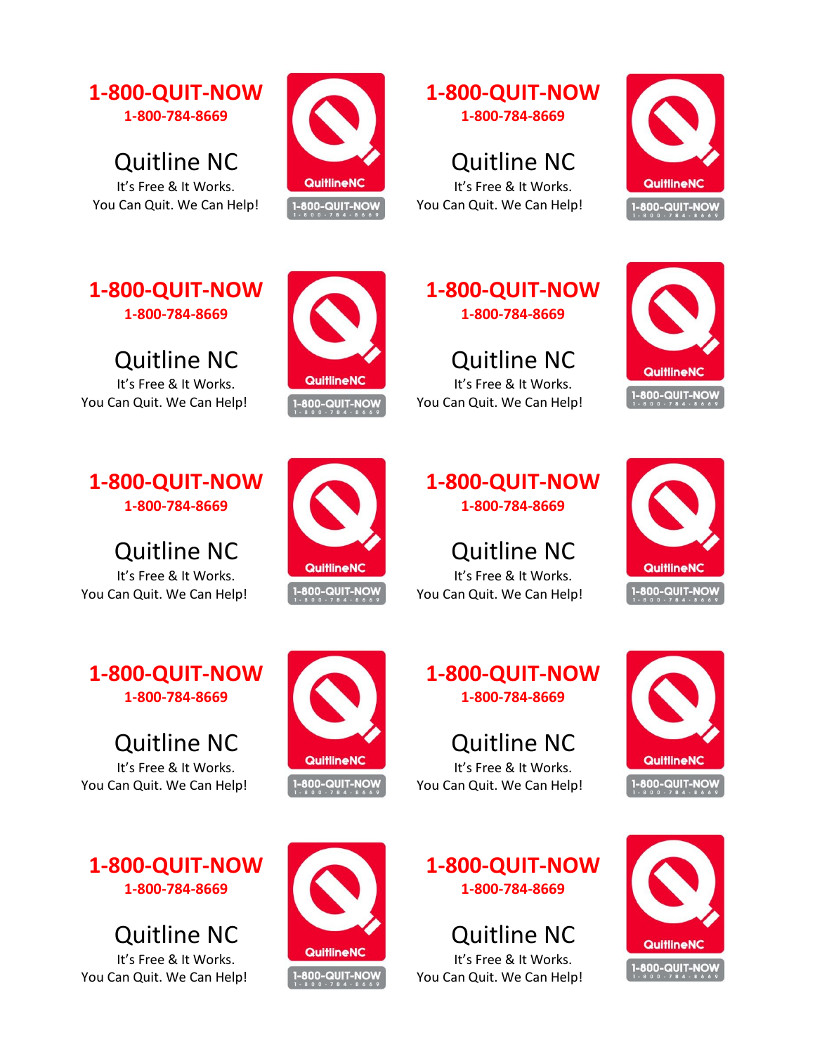**1-800-QUIT-NOW**
**1-800-784-8669**

Quitline NC
It's Free & It Works.
You Can Quit. We Can Help!

**1-800-QUIT-NOW**
**1-800-784-8669**

Quitline NC
It's Free & It Works.
You Can Quit. We Can Help!

**1-800-QUIT-NOW**
**1-800-784-8669**

Quitline NC
It's Free & It Works.
You Can Quit. We Can Help!

**1-800-QUIT-NOW**
**1-800-784-8669**

Quitline NC
It's Free & It Works.
You Can Quit. We Can Help!

**1-800-QUIT-NOW**
**1-800-784-8669**

Quitline NC
It's Free & It Works.
You Can Quit. We Can Help!

**1-800-QUIT-NOW**
**1-800-784-8669**

Quitline NC
It's Free & It Works.
You Can Quit. We Can Help!

**1-800-QUIT-NOW**
**1-800-784-8669**

Quitline NC
It's Free & It Works.
You Can Quit. We Can Help!

**1-800-QUIT-NOW**
**1-800-784-8669**

Quitline NC
It's Free & It Works.
You Can Quit. We Can Help!

**1-800-QUIT-NOW**
**1-800-784-8669**

Quitline NC
It's Free & It Works.
You Can Quit. We Can Help!

**1-800-QUIT-NOW**
**1-800-784-8669**

Quitline NC
It's Free & It Works.
You Can Quit. We Can Help!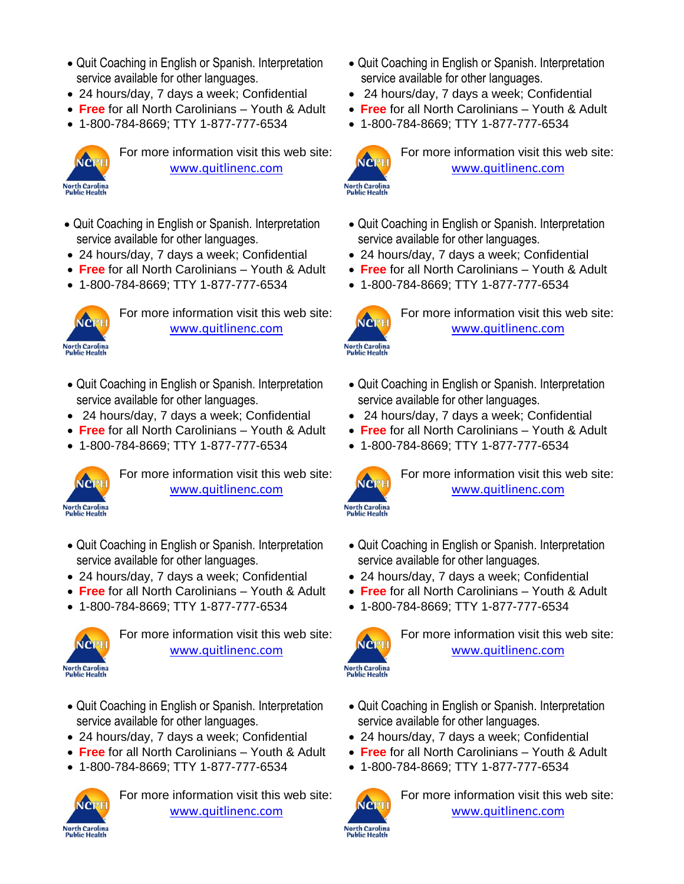- Quit Coaching in English or Spanish. Interpretation service available for other languages.
- 24 hours/day, 7 days a week; Confidential
- **Free** for all North Carolinians – Youth & Adult
- 1-800-784-8669; TTY 1-877-777-6534

NCPH North Carolina Public Health

For more information visit this web site: www.quitlinenc.com

- Quit Coaching in English or Spanish. Interpretation service available for other languages.
- 24 hours/day, 7 days a week; Confidential
- **Free** for all North Carolinians – Youth & Adult
- 1-800-784-8669; TTY 1-877-777-6534

NCPH North Carolina Public Health

For more information visit this web site: www.quitlinenc.com

- Quit Coaching in English or Spanish. Interpretation service available for other languages.
- 24 hours/day, 7 days a week; Confidential
- **Free** for all North Carolinians – Youth & Adult
- 1-800-784-8669; TTY 1-877-777-6534

NCPH North Carolina Public Health

For more information visit this web site: www.quitlinenc.com

- Quit Coaching in English or Spanish. Interpretation service available for other languages.
- 24 hours/day, 7 days a week; Confidential
- **Free** for all North Carolinians – Youth & Adult
- 1-800-784-8669; TTY 1-877-777-6534

NCPH North Carolina Public Health

For more information visit this web site: www.quitlinenc.com

- Quit Coaching in English or Spanish. Interpretation service available for other languages.
- 24 hours/day, 7 days a week; Confidential
- **Free** for all North Carolinians – Youth & Adult
- 1-800-784-8669; TTY 1-877-777-6534

NCPH North Carolina Public Health

For more information visit this web site: www.quitlinenc.com

- Quit Coaching in English or Spanish. Interpretation service available for other languages.
- 24 hours/day, 7 days a week; Confidential
- **Free** for all North Carolinians – Youth & Adult
- 1-800-784-8669; TTY 1-877-777-6534

NCPH North Carolina Public Health

For more information visit this web site: www.quitlinenc.com

- Quit Coaching in English or Spanish. Interpretation service available for other languages.
- 24 hours/day, 7 days a week; Confidential
- **Free** for all North Carolinians – Youth & Adult
- 1-800-784-8669; TTY 1-877-777-6534

NCPH North Carolina Public Health

For more information visit this web site: www.quitlinenc.com

- Quit Coaching in English or Spanish. Interpretation service available for other languages.
- 24 hours/day, 7 days a week; Confidential
- **Free** for all North Carolinians – Youth & Adult
- 1-800-784-8669; TTY 1-877-777-6534

NCPH North Carolina Public Health

For more information visit this web site: www.quitlinenc.com

- Quit Coaching in English or Spanish. Interpretation service available for other languages.
- 24 hours/day, 7 days a week; Confidential
- **Free** for all North Carolinians – Youth & Adult
- 1-800-784-8669; TTY 1-877-777-6534

NCPH North Carolina Public Health

For more information visit this web site: www.quitlinenc.com

- Quit Coaching in English or Spanish. Interpretation service available for other languages.
- 24 hours/day, 7 days a week; Confidential
- **Free** for all North Carolinians – Youth & Adult
- 1-800-784-8669; TTY 1-877-777-6534

NCPH North Carolina Public Health

For more information visit this web site: www.quitlinenc.com